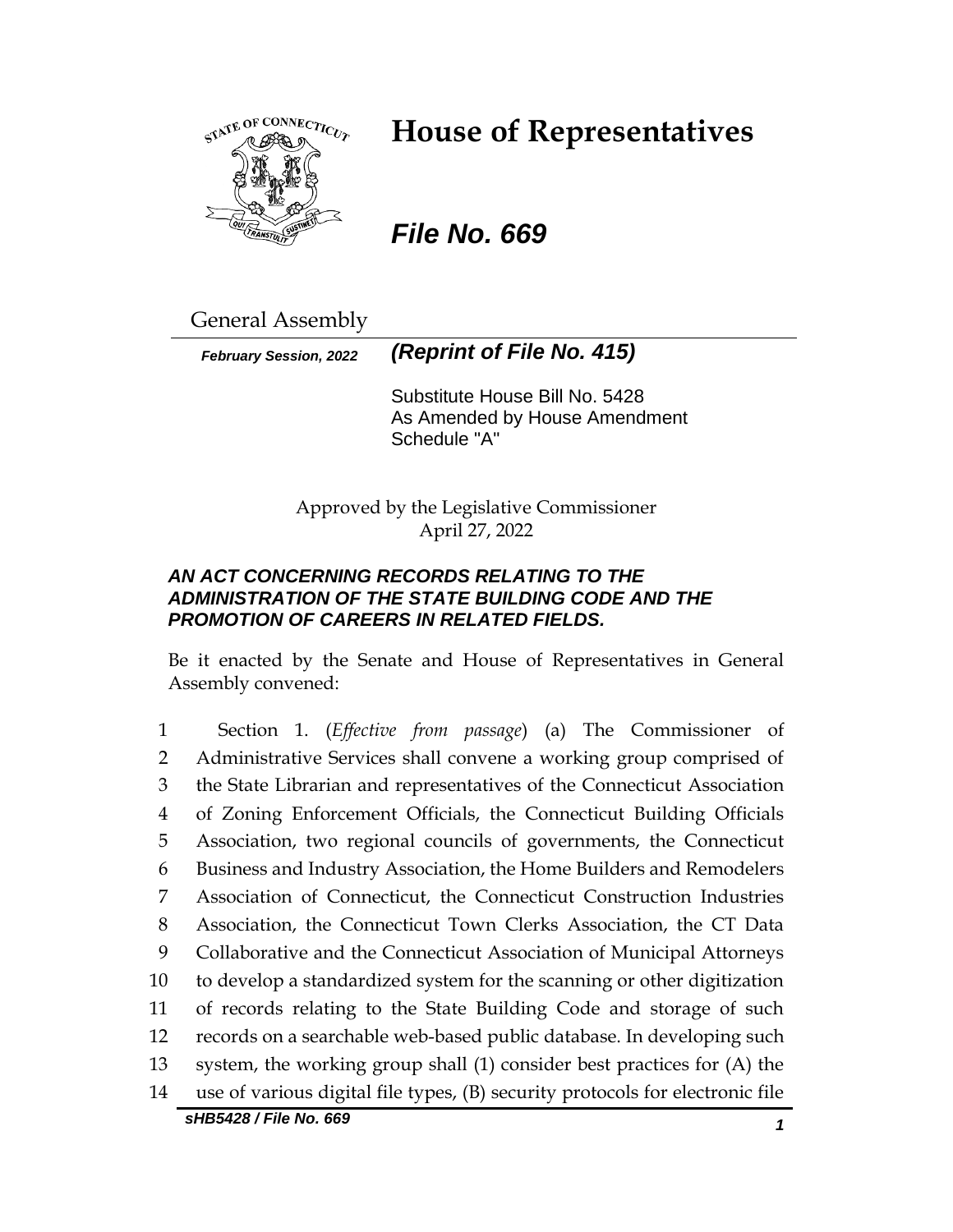# House of Representatives

***File No. 669***

General Assembly

***February Session, 2022*** ***(Reprint of File No. 415)***

Substitute House Bill No. 5428
As Amended by House Amendment
Schedule "A"

Approved by the Legislative Commissioner
April 27, 2022

***AN ACT CONCERNING RECORDS RELATING TO THE ADMINISTRATION OF THE STATE BUILDING CODE AND THE PROMOTION OF CAREERS IN RELATED FIELDS.***

Be it enacted by the Senate and House of Representatives in General Assembly convened:

1 Section 1. (*Effective from passage*) (a) The Commissioner of
2 Administrative Services shall convene a working group comprised of
3 the State Librarian and representatives of the Connecticut Association
4 of Zoning Enforcement Officials, the Connecticut Building Officials
5 Association, two regional councils of governments, the Connecticut
6 Business and Industry Association, the Home Builders and Remodelers
7 Association of Connecticut, the Connecticut Construction Industries
8 Association, the Connecticut Town Clerks Association, the CT Data
9 Collaborative and the Connecticut Association of Municipal Attorneys
10 to develop a standardized system for the scanning or other digitization
11 of records relating to the State Building Code and storage of such
12 records on a searchable web-based public database. In developing such
13 system, the working group shall (1) consider best practices for (A) the
14 use of various digital file types, (B) security protocols for electronic file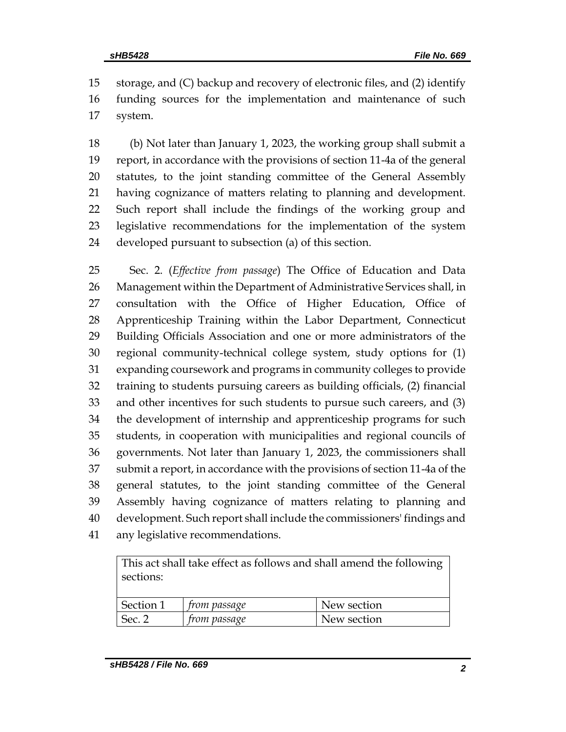storage, and (C) backup and recovery of electronic files, and (2) identify funding sources for the implementation and maintenance of such system.

(b) Not later than January 1, 2023, the working group shall submit a report, in accordance with the provisions of section 11-4a of the general statutes, to the joint standing committee of the General Assembly having cognizance of matters relating to planning and development. Such report shall include the findings of the working group and legislative recommendations for the implementation of the system developed pursuant to subsection (a) of this section.

Sec. 2. (*Effective from passage*) The Office of Education and Data Management within the Department of Administrative Services shall, in consultation with the Office of Higher Education, Office of Apprenticeship Training within the Labor Department, Connecticut Building Officials Association and one or more administrators of the regional community-technical college system, study options for (1) expanding coursework and programs in community colleges to provide training to students pursuing careers as building officials, (2) financial and other incentives for such students to pursue such careers, and (3) the development of internship and apprenticeship programs for such students, in cooperation with municipalities and regional councils of governments. Not later than January 1, 2023, the commissioners shall submit a report, in accordance with the provisions of section 11-4a of the general statutes, to the joint standing committee of the General Assembly having cognizance of matters relating to planning and development. Such report shall include the commissioners' findings and any legislative recommendations.

| This act shall take effect as follows and shall amend the following sections: | | |
|---|---|---|
| Section 1 | *from passage* | New section |
| Sec. 2 | *from passage* | New section |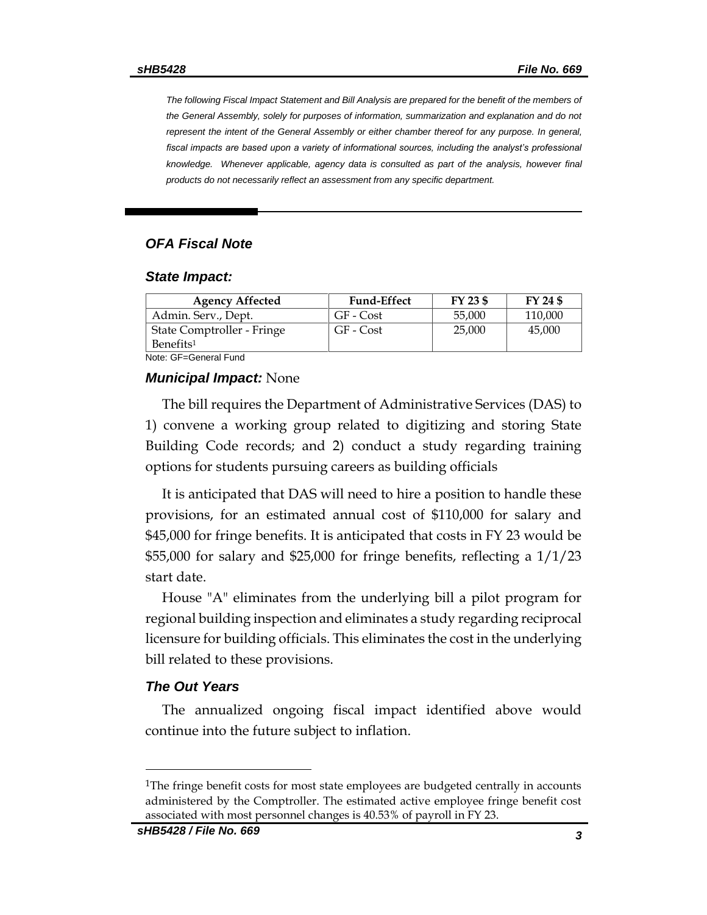*The following Fiscal Impact Statement and Bill Analysis are prepared for the benefit of the members of the General Assembly, solely for purposes of information, summarization and explanation and do not represent the intent of the General Assembly or either chamber thereof for any purpose. In general, fiscal impacts are based upon a variety of informational sources, including the analyst's professional knowledge. Whenever applicable, agency data is consulted as part of the analysis, however final products do not necessarily reflect an assessment from any specific department.*

## *OFA Fiscal Note*

### *State Impact:*

| Agency Affected | Fund-Effect | FY 23 $ | FY 24 $ |
|---|---|---|---|
| Admin. Serv., Dept. | GF - Cost | 55,000 | 110,000 |
| State Comptroller - Fringe Benefits[1] | GF - Cost | 25,000 | 45,000 |

Note: GF=General Fund

***Municipal Impact:*** None

The bill requires the Department of Administrative Services (DAS) to 1) convene a working group related to digitizing and storing State Building Code records; and 2) conduct a study regarding training options for students pursuing careers as building officials

It is anticipated that DAS will need to hire a position to handle these provisions, for an estimated annual cost of $110,000 for salary and $45,000 for fringe benefits. It is anticipated that costs in FY 23 would be $55,000 for salary and $25,000 for fringe benefits, reflecting a 1/1/23 start date.

House "A" eliminates from the underlying bill a pilot program for regional building inspection and eliminates a study regarding reciprocal licensure for building officials. This eliminates the cost in the underlying bill related to these provisions.

### *The Out Years*

The annualized ongoing fiscal impact identified above would continue into the future subject to inflation.

[1]The fringe benefit costs for most state employees are budgeted centrally in accounts administered by the Comptroller. The estimated active employee fringe benefit cost associated with most personnel changes is 40.53% of payroll in FY 23.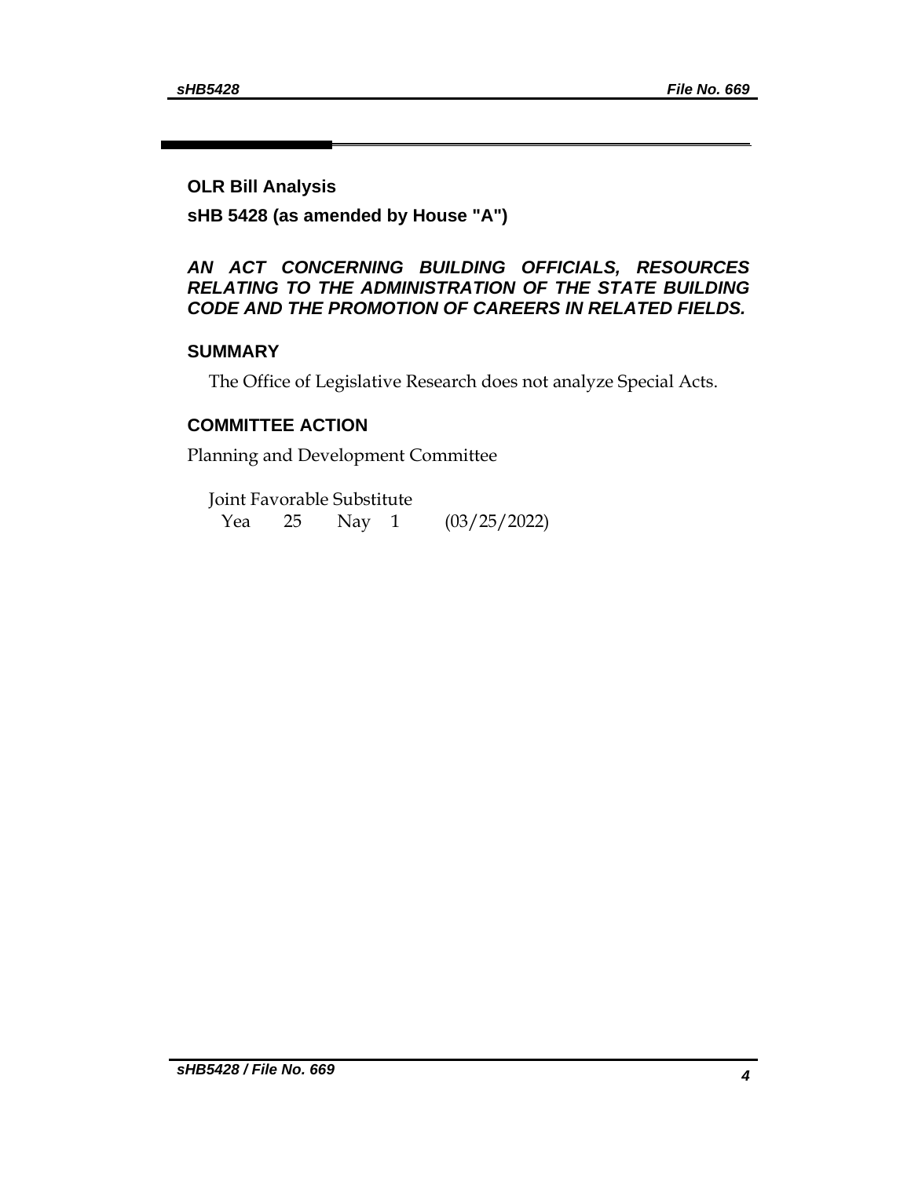## OLR Bill Analysis

**sHB 5428 (as amended by House "A")**

***AN ACT CONCERNING BUILDING OFFICIALS, RESOURCES RELATING TO THE ADMINISTRATION OF THE STATE BUILDING CODE AND THE PROMOTION OF CAREERS IN RELATED FIELDS.***

### SUMMARY

The Office of Legislative Research does not analyze Special Acts.

### COMMITTEE ACTION

Planning and Development Committee

| | | | | |
|---|---|---|---|---|
| Joint Favorable Substitute | | | | |
| Yea | 25 | Nay | 1 | (03/25/2022) |